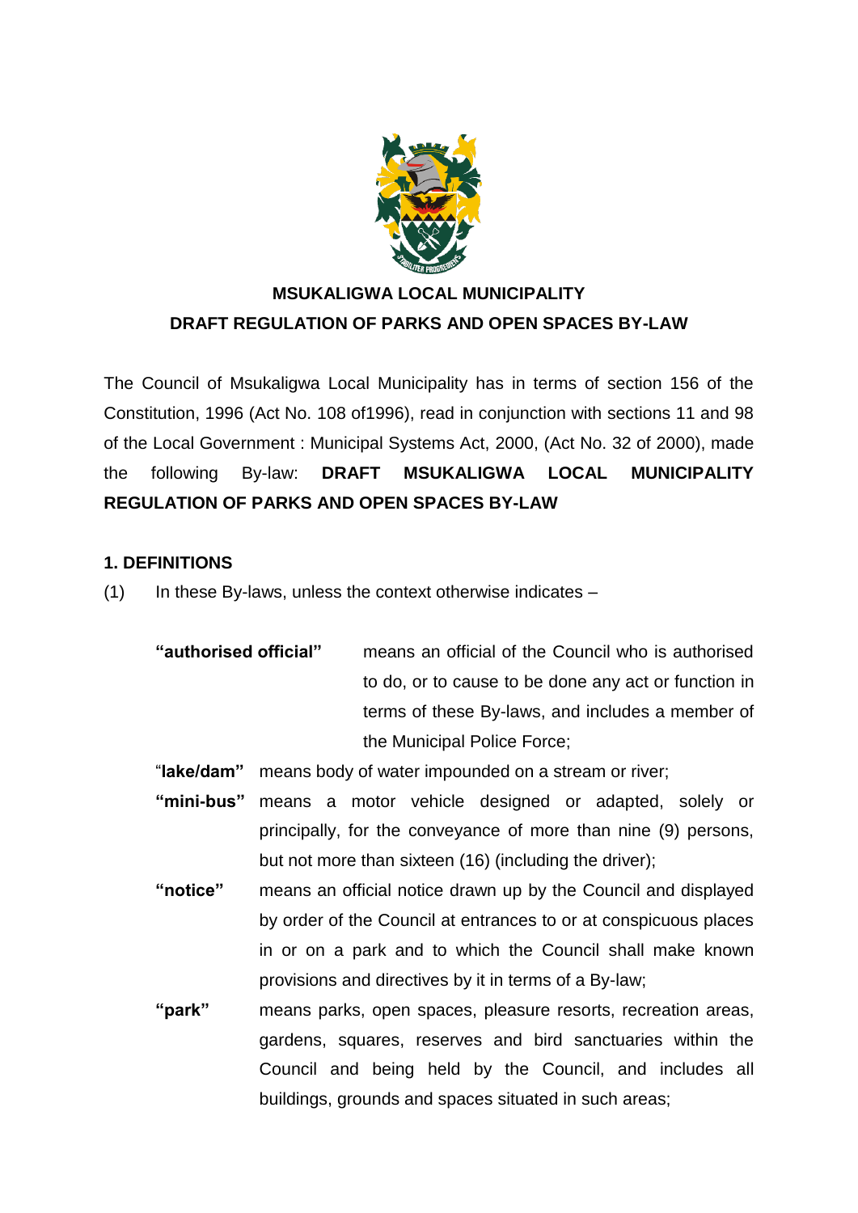# MSUKALIGWA LOCAL MUNICIPALITY

## DRAFT REGULATION OF PARKS AND OPEN SPACES BY-LAW

The Council of Msukaligwa Local Municipality has in terms of section 156 of the Constitution, 1996 (Act No. 108 of1996), read in conjunction with sections 11 and 98 of the Local Government : Municipal Systems Act, 2000, (Act No. 32 of 2000), made the following By-law: **DRAFT MSUKALIGWA LOCAL MUNICIPALITY REGULATION OF PARKS AND OPEN SPACES BY-LAW**

### 1. DEFINITIONS

(1) In these By-laws, unless the context otherwise indicates –

**"authorised official"** means an official of the Council who is authorised to do, or to cause to be done any act or function in terms of these By-laws, and includes a member of the Municipal Police Force;

"**lake/dam"** means body of water impounded on a stream or river;

**"mini-bus"** means a motor vehicle designed or adapted, solely or principally, for the conveyance of more than nine (9) persons, but not more than sixteen (16) (including the driver);

**"notice"** means an official notice drawn up by the Council and displayed by order of the Council at entrances to or at conspicuous places in or on a park and to which the Council shall make known provisions and directives by it in terms of a By-law;

**"park"** means parks, open spaces, pleasure resorts, recreation areas, gardens, squares, reserves and bird sanctuaries within the Council and being held by the Council, and includes all buildings, grounds and spaces situated in such areas;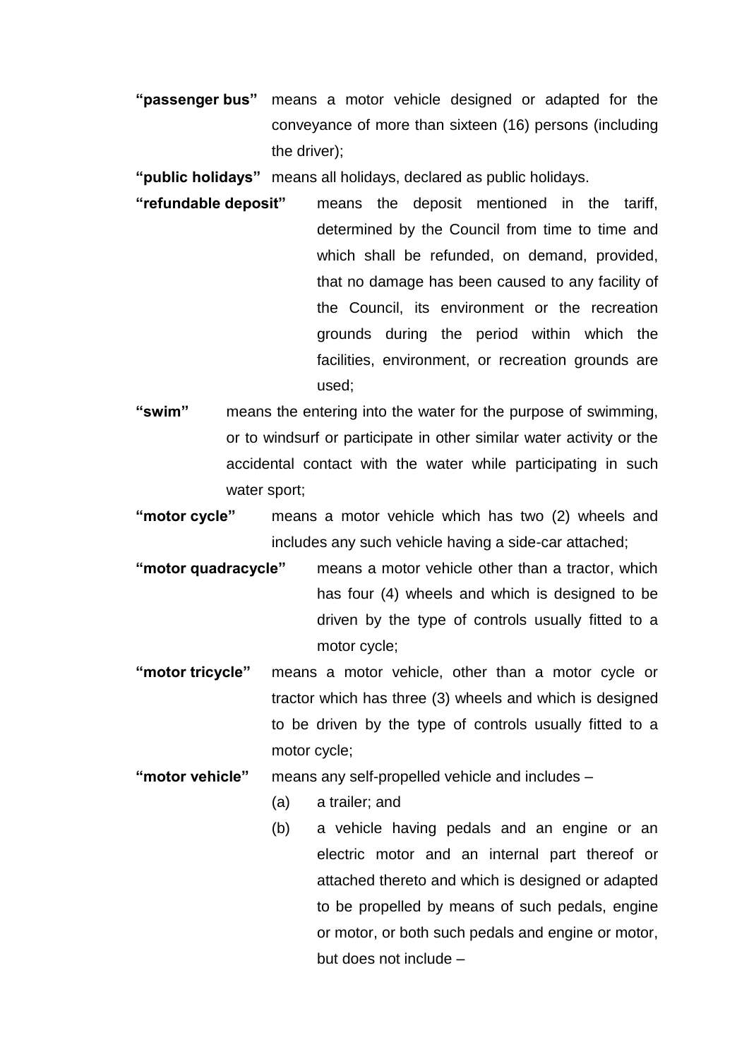**"passenger bus"** means a motor vehicle designed or adapted for the conveyance of more than sixteen (16) persons (including the driver);

**"public holidays"** means all holidays, declared as public holidays.

**"refundable deposit"** means the deposit mentioned in the tariff, determined by the Council from time to time and which shall be refunded, on demand, provided, that no damage has been caused to any facility of the Council, its environment or the recreation grounds during the period within which the facilities, environment, or recreation grounds are used;

**"swim"** means the entering into the water for the purpose of swimming, or to windsurf or participate in other similar water activity or the accidental contact with the water while participating in such water sport;

**"motor cycle"** means a motor vehicle which has two (2) wheels and includes any such vehicle having a side-car attached;

**"motor quadracycle"** means a motor vehicle other than a tractor, which has four (4) wheels and which is designed to be driven by the type of controls usually fitted to a motor cycle;

**"motor tricycle"** means a motor vehicle, other than a motor cycle or tractor which has three (3) wheels and which is designed to be driven by the type of controls usually fitted to a motor cycle;

**"motor vehicle"** means any self-propelled vehicle and includes –

(a) a trailer; and

(b) a vehicle having pedals and an engine or an electric motor and an internal part thereof or attached thereto and which is designed or adapted to be propelled by means of such pedals, engine or motor, or both such pedals and engine or motor, but does not include –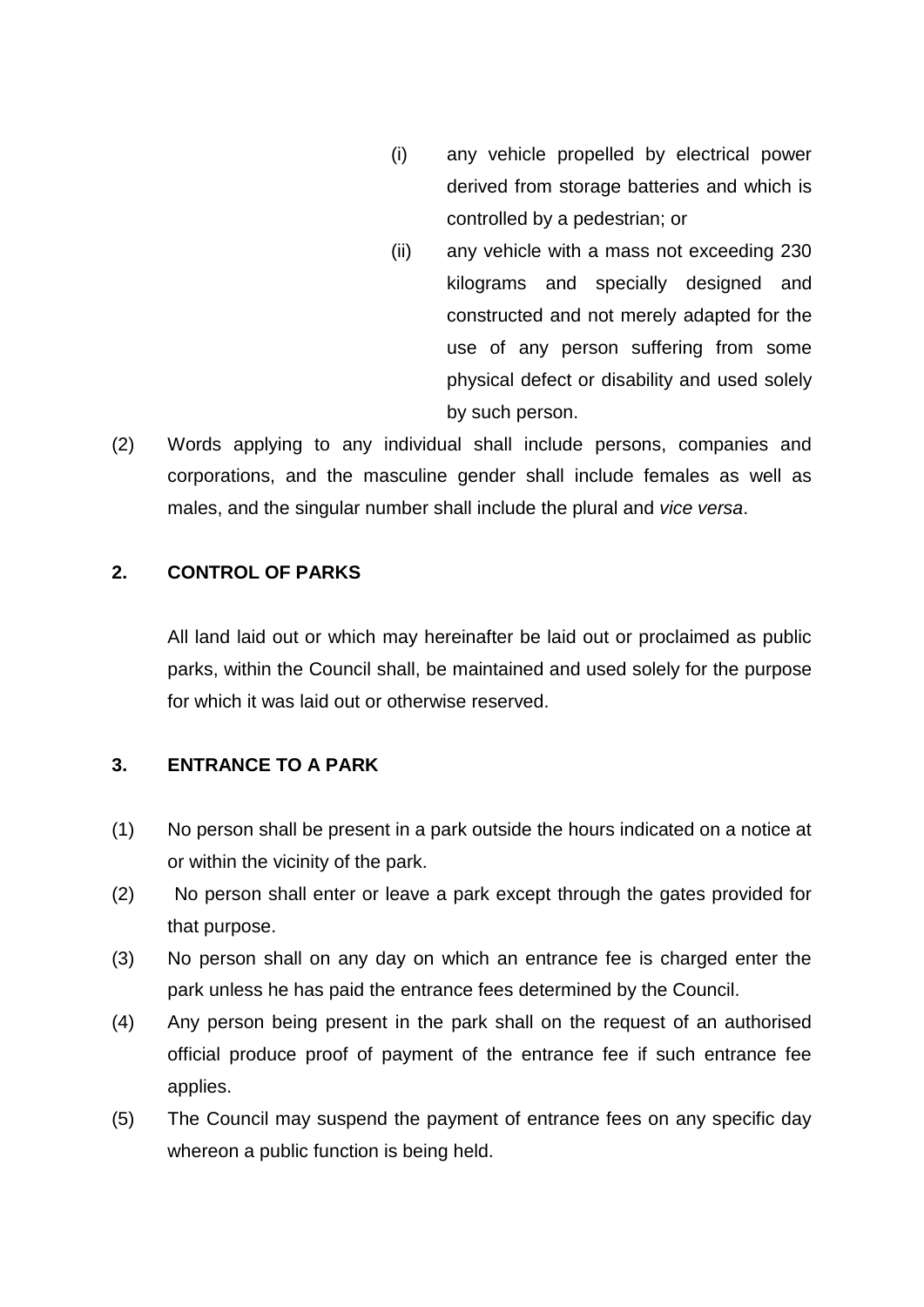(i) any vehicle propelled by electrical power derived from storage batteries and which is controlled by a pedestrian; or

(ii) any vehicle with a mass not exceeding 230 kilograms and specially designed and constructed and not merely adapted for the use of any person suffering from some physical defect or disability and used solely by such person.

(2) Words applying to any individual shall include persons, companies and corporations, and the masculine gender shall include females as well as males, and the singular number shall include the plural and *vice versa*.

**2. CONTROL OF PARKS**

All land laid out or which may hereinafter be laid out or proclaimed as public parks, within the Council shall, be maintained and used solely for the purpose for which it was laid out or otherwise reserved.

**3. ENTRANCE TO A PARK**

(1) No person shall be present in a park outside the hours indicated on a notice at or within the vicinity of the park.

(2) No person shall enter or leave a park except through the gates provided for that purpose.

(3) No person shall on any day on which an entrance fee is charged enter the park unless he has paid the entrance fees determined by the Council.

(4) Any person being present in the park shall on the request of an authorised official produce proof of payment of the entrance fee if such entrance fee applies.

(5) The Council may suspend the payment of entrance fees on any specific day whereon a public function is being held.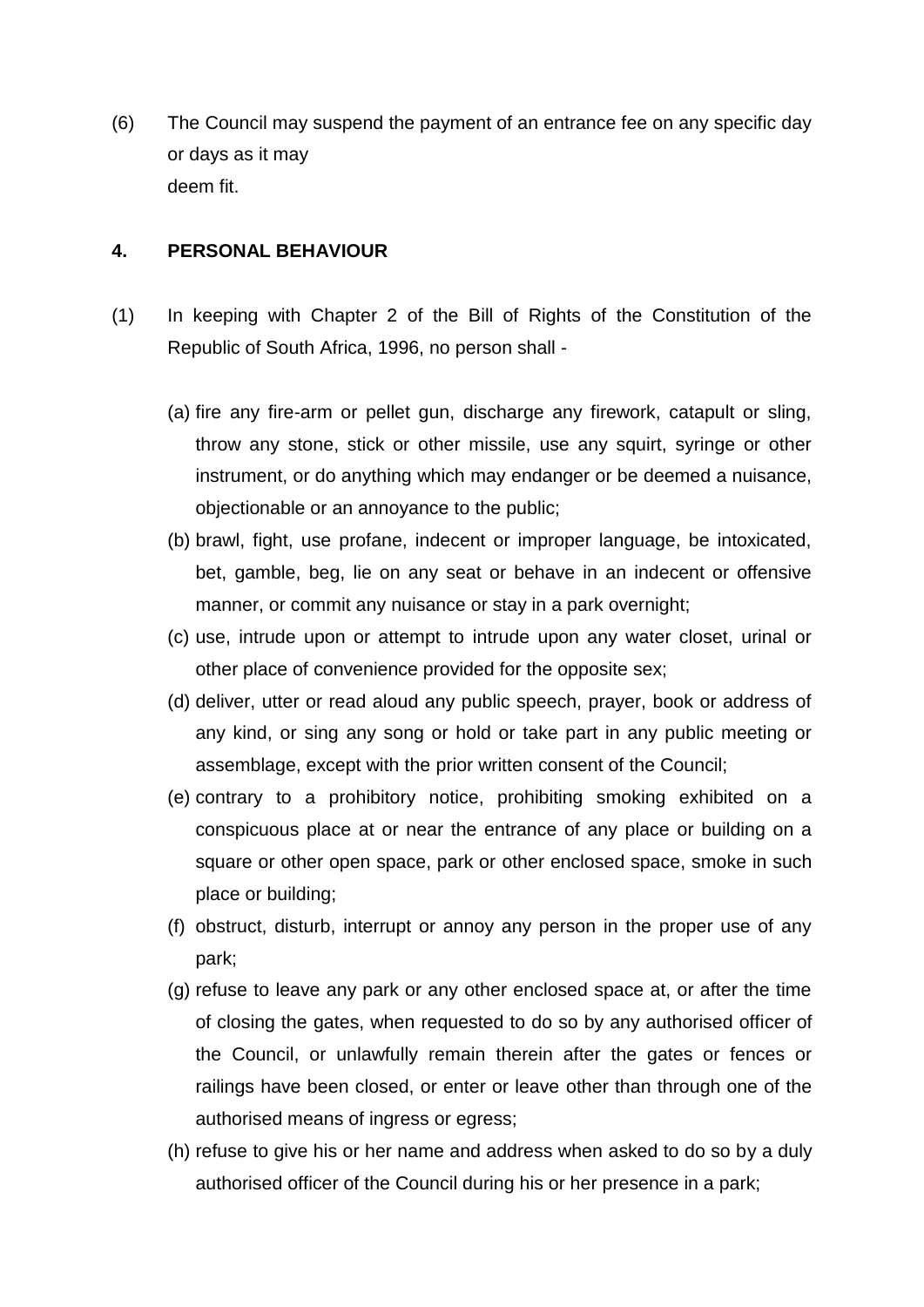(6) The Council may suspend the payment of an entrance fee on any specific day or days as it may deem fit.

## 4. PERSONAL BEHAVIOUR

(1) In keeping with Chapter 2 of the Bill of Rights of the Constitution of the Republic of South Africa, 1996, no person shall -

(a) fire any fire-arm or pellet gun, discharge any firework, catapult or sling, throw any stone, stick or other missile, use any squirt, syringe or other instrument, or do anything which may endanger or be deemed a nuisance, objectionable or an annoyance to the public;

(b) brawl, fight, use profane, indecent or improper language, be intoxicated, bet, gamble, beg, lie on any seat or behave in an indecent or offensive manner, or commit any nuisance or stay in a park overnight;

(c) use, intrude upon or attempt to intrude upon any water closet, urinal or other place of convenience provided for the opposite sex;

(d) deliver, utter or read aloud any public speech, prayer, book or address of any kind, or sing any song or hold or take part in any public meeting or assemblage, except with the prior written consent of the Council;

(e) contrary to a prohibitory notice, prohibiting smoking exhibited on a conspicuous place at or near the entrance of any place or building on a square or other open space, park or other enclosed space, smoke in such place or building;

(f) obstruct, disturb, interrupt or annoy any person in the proper use of any park;

(g) refuse to leave any park or any other enclosed space at, or after the time of closing the gates, when requested to do so by any authorised officer of the Council, or unlawfully remain therein after the gates or fences or railings have been closed, or enter or leave other than through one of the authorised means of ingress or egress;

(h) refuse to give his or her name and address when asked to do so by a duly authorised officer of the Council during his or her presence in a park;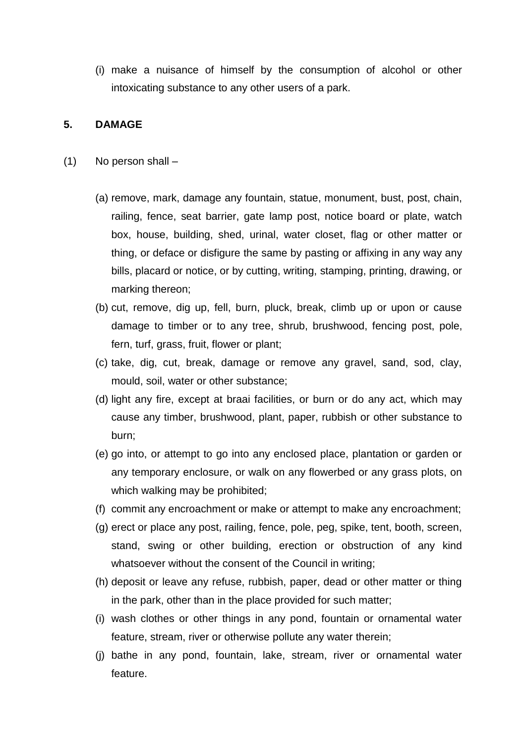(i) make a nuisance of himself by the consumption of alcohol or other intoxicating substance to any other users of a park.

## 5. DAMAGE

(1) No person shall –

(a) remove, mark, damage any fountain, statue, monument, bust, post, chain, railing, fence, seat barrier, gate lamp post, notice board or plate, watch box, house, building, shed, urinal, water closet, flag or other matter or thing, or deface or disfigure the same by pasting or affixing in any way any bills, placard or notice, or by cutting, writing, stamping, printing, drawing, or marking thereon;

(b) cut, remove, dig up, fell, burn, pluck, break, climb up or upon or cause damage to timber or to any tree, shrub, brushwood, fencing post, pole, fern, turf, grass, fruit, flower or plant;

(c) take, dig, cut, break, damage or remove any gravel, sand, sod, clay, mould, soil, water or other substance;

(d) light any fire, except at braai facilities, or burn or do any act, which may cause any timber, brushwood, plant, paper, rubbish or other substance to burn;

(e) go into, or attempt to go into any enclosed place, plantation or garden or any temporary enclosure, or walk on any flowerbed or any grass plots, on which walking may be prohibited;

(f) commit any encroachment or make or attempt to make any encroachment;

(g) erect or place any post, railing, fence, pole, peg, spike, tent, booth, screen, stand, swing or other building, erection or obstruction of any kind whatsoever without the consent of the Council in writing;

(h) deposit or leave any refuse, rubbish, paper, dead or other matter or thing in the park, other than in the place provided for such matter;

(i) wash clothes or other things in any pond, fountain or ornamental water feature, stream, river or otherwise pollute any water therein;

(j) bathe in any pond, fountain, lake, stream, river or ornamental water feature.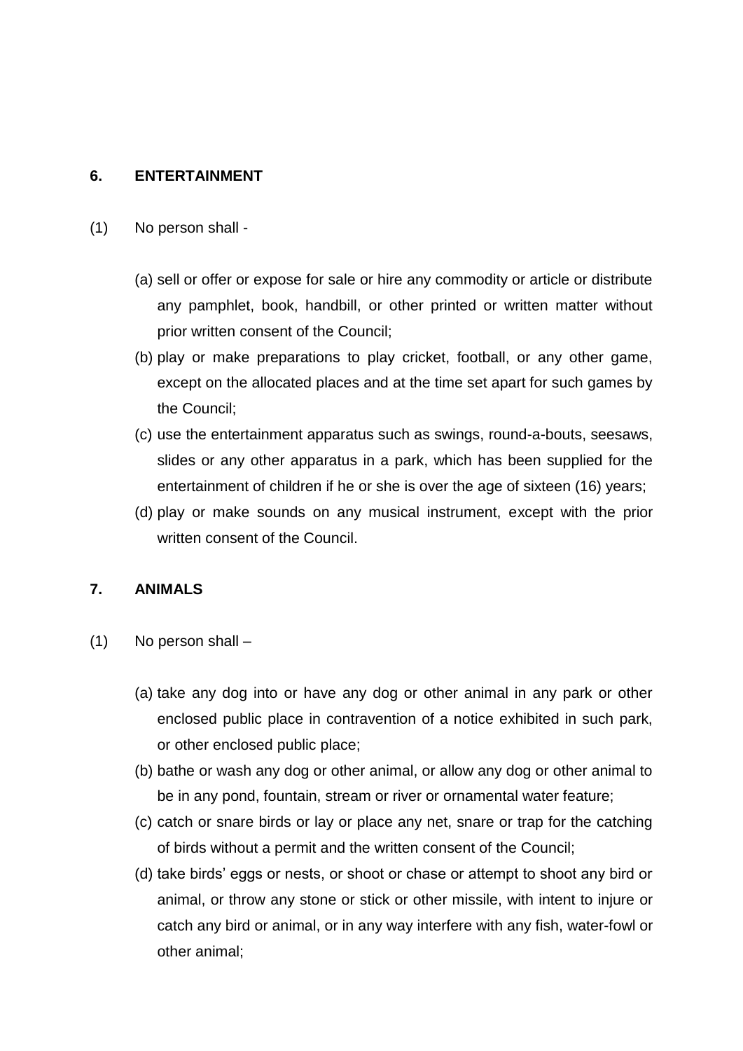## 6. ENTERTAINMENT

(1) No person shall -

(a) sell or offer or expose for sale or hire any commodity or article or distribute any pamphlet, book, handbill, or other printed or written matter without prior written consent of the Council;

(b) play or make preparations to play cricket, football, or any other game, except on the allocated places and at the time set apart for such games by the Council;

(c) use the entertainment apparatus such as swings, round-a-bouts, seesaws, slides or any other apparatus in a park, which has been supplied for the entertainment of children if he or she is over the age of sixteen (16) years;

(d) play or make sounds on any musical instrument, except with the prior written consent of the Council.

## 7. ANIMALS

(1) No person shall –

(a) take any dog into or have any dog or other animal in any park or other enclosed public place in contravention of a notice exhibited in such park, or other enclosed public place;

(b) bathe or wash any dog or other animal, or allow any dog or other animal to be in any pond, fountain, stream or river or ornamental water feature;

(c) catch or snare birds or lay or place any net, snare or trap for the catching of birds without a permit and the written consent of the Council;

(d) take birds' eggs or nests, or shoot or chase or attempt to shoot any bird or animal, or throw any stone or stick or other missile, with intent to injure or catch any bird or animal, or in any way interfere with any fish, water-fowl or other animal;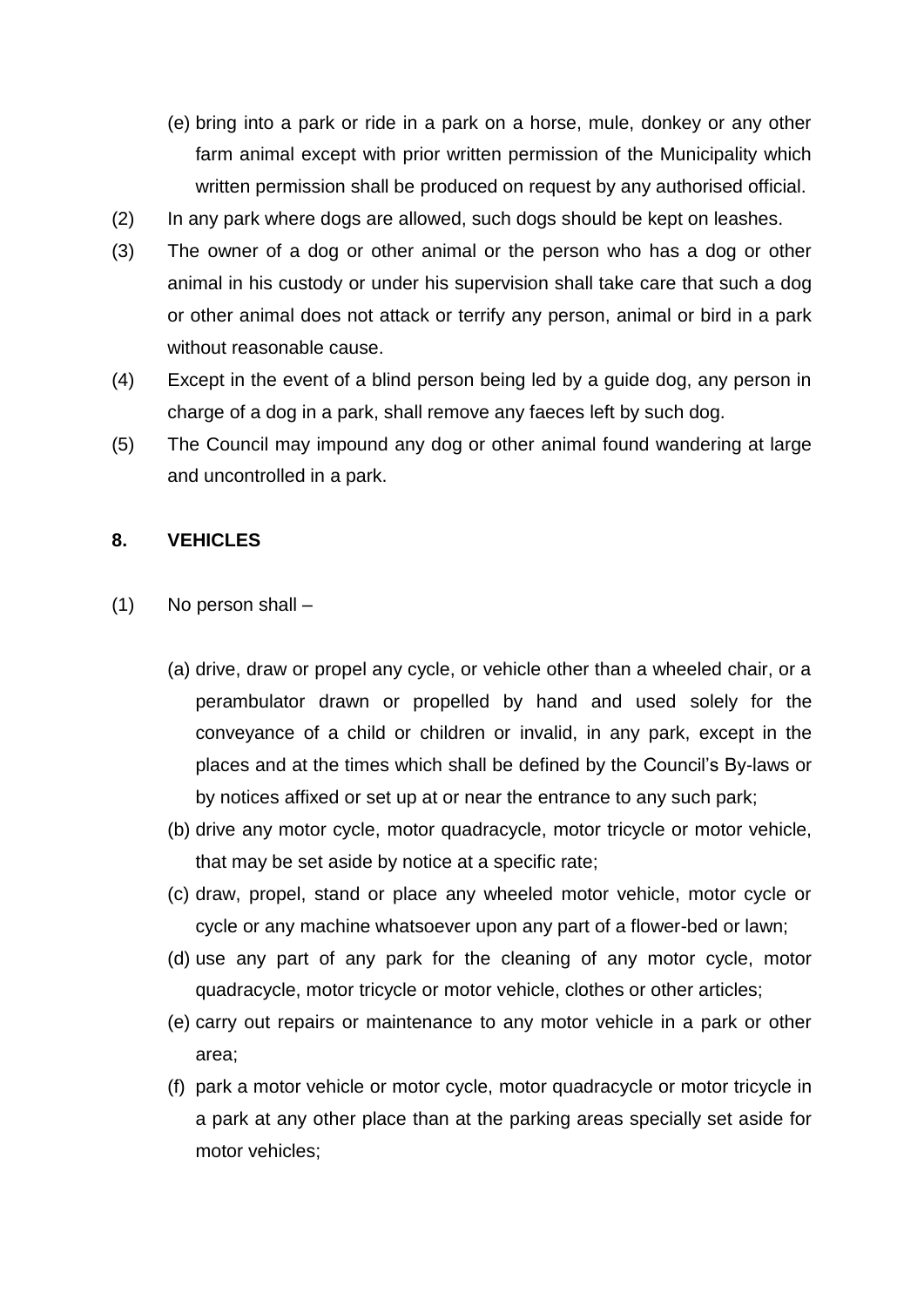(e) bring into a park or ride in a park on a horse, mule, donkey or any other farm animal except with prior written permission of the Municipality which written permission shall be produced on request by any authorised official.

(2) In any park where dogs are allowed, such dogs should be kept on leashes.

(3) The owner of a dog or other animal or the person who has a dog or other animal in his custody or under his supervision shall take care that such a dog or other animal does not attack or terrify any person, animal or bird in a park without reasonable cause.

(4) Except in the event of a blind person being led by a guide dog, any person in charge of a dog in a park, shall remove any faeces left by such dog.

(5) The Council may impound any dog or other animal found wandering at large and uncontrolled in a park.

## 8. VEHICLES

(1) No person shall –

(a) drive, draw or propel any cycle, or vehicle other than a wheeled chair, or a perambulator drawn or propelled by hand and used solely for the conveyance of a child or children or invalid, in any park, except in the places and at the times which shall be defined by the Council's By-laws or by notices affixed or set up at or near the entrance to any such park;

(b) drive any motor cycle, motor quadracycle, motor tricycle or motor vehicle, that may be set aside by notice at a specific rate;

(c) draw, propel, stand or place any wheeled motor vehicle, motor cycle or cycle or any machine whatsoever upon any part of a flower-bed or lawn;

(d) use any part of any park for the cleaning of any motor cycle, motor quadracycle, motor tricycle or motor vehicle, clothes or other articles;

(e) carry out repairs or maintenance to any motor vehicle in a park or other area;

(f) park a motor vehicle or motor cycle, motor quadracycle or motor tricycle in a park at any other place than at the parking areas specially set aside for motor vehicles;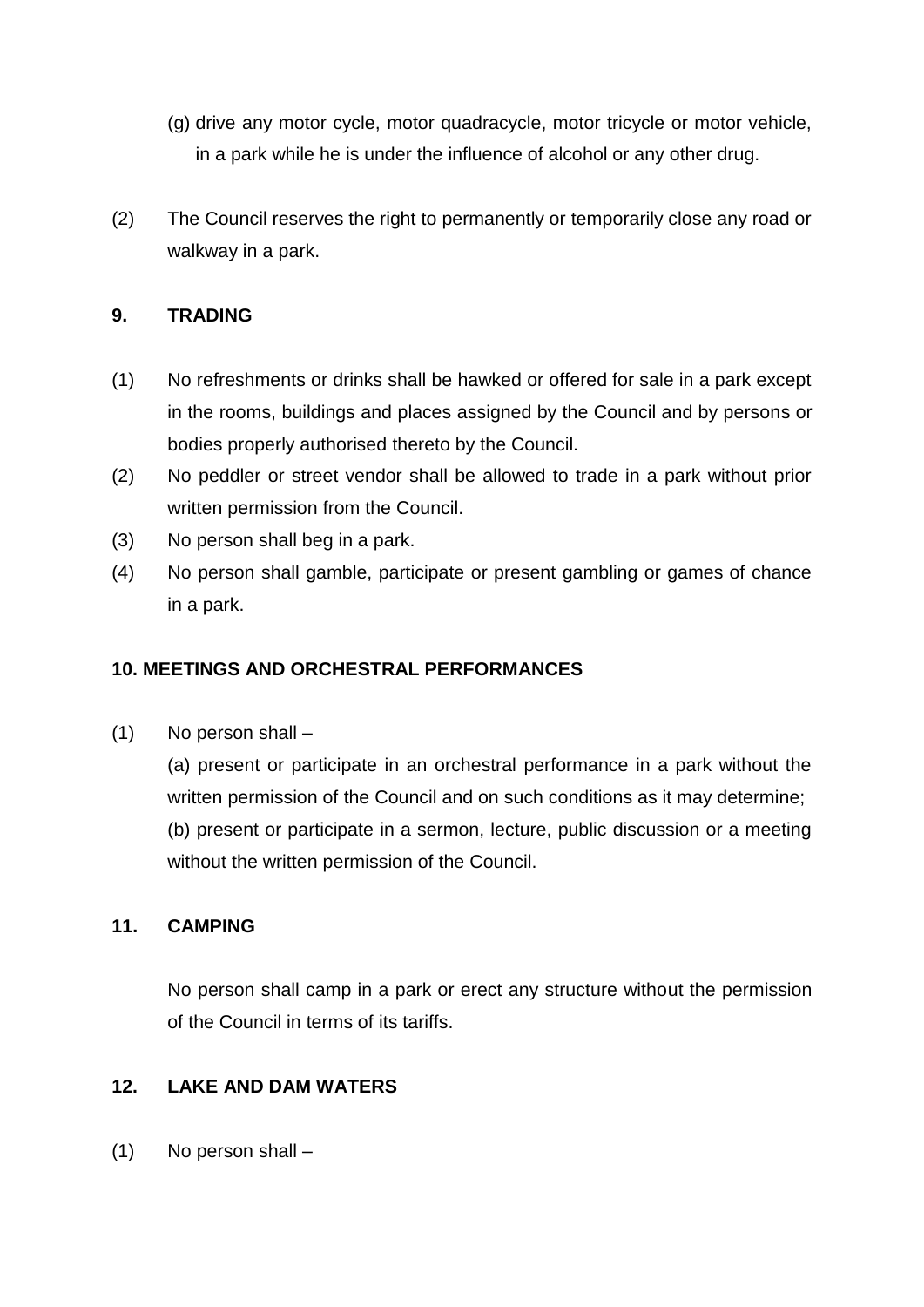(g) drive any motor cycle, motor quadracycle, motor tricycle or motor vehicle, in a park while he is under the influence of alcohol or any other drug.

(2) The Council reserves the right to permanently or temporarily close any road or walkway in a park.

## 9. TRADING

(1) No refreshments or drinks shall be hawked or offered for sale in a park except in the rooms, buildings and places assigned by the Council and by persons or bodies properly authorised thereto by the Council.

(2) No peddler or street vendor shall be allowed to trade in a park without prior written permission from the Council.

(3) No person shall beg in a park.

(4) No person shall gamble, participate or present gambling or games of chance in a park.

## 10. MEETINGS AND ORCHESTRAL PERFORMANCES

(1) No person shall –

(a) present or participate in an orchestral performance in a park without the written permission of the Council and on such conditions as it may determine;

(b) present or participate in a sermon, lecture, public discussion or a meeting without the written permission of the Council.

## 11. CAMPING

No person shall camp in a park or erect any structure without the permission of the Council in terms of its tariffs.

## 12. LAKE AND DAM WATERS

(1) No person shall –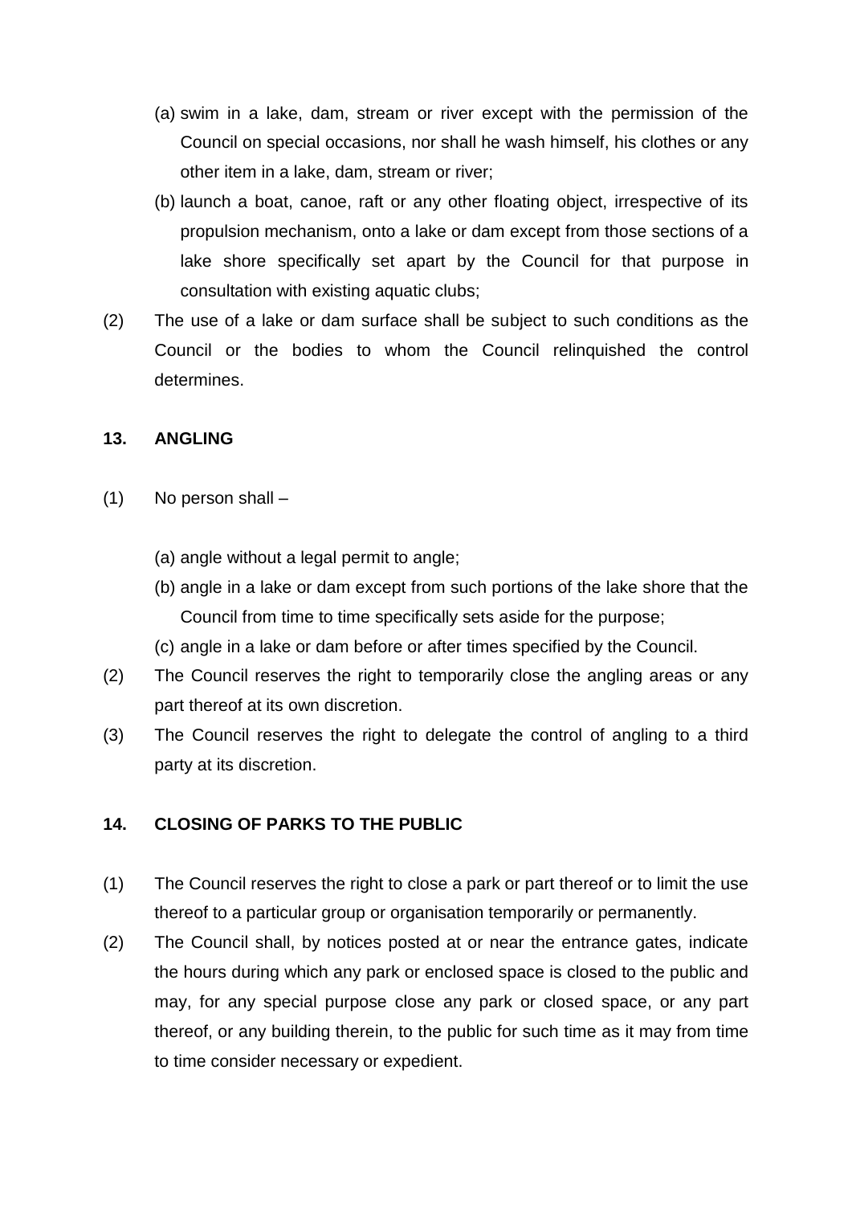(a) swim in a lake, dam, stream or river except with the permission of the Council on special occasions, nor shall he wash himself, his clothes or any other item in a lake, dam, stream or river;

(b) launch a boat, canoe, raft or any other floating object, irrespective of its propulsion mechanism, onto a lake or dam except from those sections of a lake shore specifically set apart by the Council for that purpose in consultation with existing aquatic clubs;

(2) The use of a lake or dam surface shall be subject to such conditions as the Council or the bodies to whom the Council relinquished the control determines.

## 13. ANGLING

(1) No person shall –

(a) angle without a legal permit to angle;

(b) angle in a lake or dam except from such portions of the lake shore that the Council from time to time specifically sets aside for the purpose;

(c) angle in a lake or dam before or after times specified by the Council.

(2) The Council reserves the right to temporarily close the angling areas or any part thereof at its own discretion.

(3) The Council reserves the right to delegate the control of angling to a third party at its discretion.

## 14. CLOSING OF PARKS TO THE PUBLIC

(1) The Council reserves the right to close a park or part thereof or to limit the use thereof to a particular group or organisation temporarily or permanently.

(2) The Council shall, by notices posted at or near the entrance gates, indicate the hours during which any park or enclosed space is closed to the public and may, for any special purpose close any park or closed space, or any part thereof, or any building therein, to the public for such time as it may from time to time consider necessary or expedient.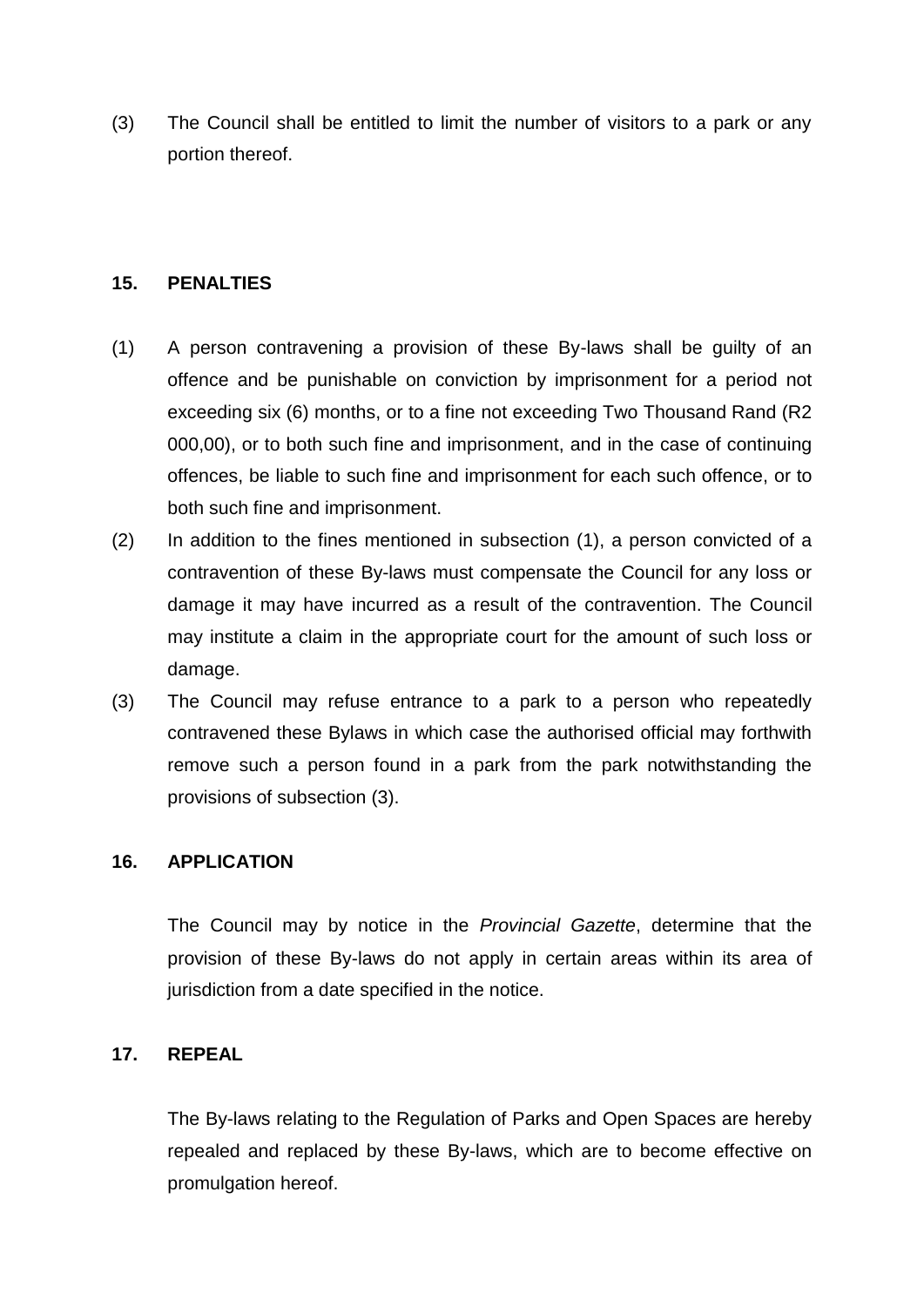(3) The Council shall be entitled to limit the number of visitors to a park or any portion thereof.

## 15. PENALTIES

(1) A person contravening a provision of these By-laws shall be guilty of an offence and be punishable on conviction by imprisonment for a period not exceeding six (6) months, or to a fine not exceeding Two Thousand Rand (R2 000,00), or to both such fine and imprisonment, and in the case of continuing offences, be liable to such fine and imprisonment for each such offence, or to both such fine and imprisonment.

(2) In addition to the fines mentioned in subsection (1), a person convicted of a contravention of these By-laws must compensate the Council for any loss or damage it may have incurred as a result of the contravention. The Council may institute a claim in the appropriate court for the amount of such loss or damage.

(3) The Council may refuse entrance to a park to a person who repeatedly contravened these Bylaws in which case the authorised official may forthwith remove such a person found in a park from the park notwithstanding the provisions of subsection (3).

## 16. APPLICATION

The Council may by notice in the *Provincial Gazette*, determine that the provision of these By-laws do not apply in certain areas within its area of jurisdiction from a date specified in the notice.

## 17. REPEAL

The By-laws relating to the Regulation of Parks and Open Spaces are hereby repealed and replaced by these By-laws, which are to become effective on promulgation hereof.